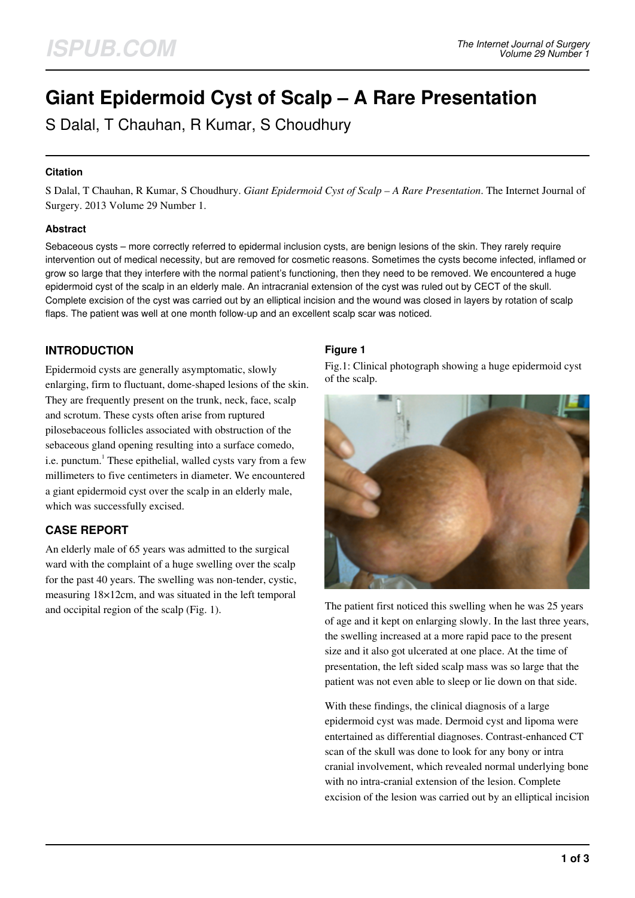# Giant Epidermoid Cyst of Scalp – A Rare Presentation

S Dalal, T Chauhan, R Kumar, S Choudhury

### Citation

S Dalal, T Chauhan, R Kumar, S Choudhury. *Giant Epidermoid Cyst of Scalp – A Rare Presentation*. The Internet Journal of Surgery. 2013 Volume 29 Number 1.

### Abstract

Sebaceous cysts – more correctly referred to epidermal inclusion cysts, are benign lesions of the skin. They rarely require intervention out of medical necessity, but are removed for cosmetic reasons. Sometimes the cysts become infected, inflamed or grow so large that they interfere with the normal patient's functioning, then they need to be removed. We encountered a huge epidermoid cyst of the scalp in an elderly male. An intracranial extension of the cyst was ruled out by CECT of the skull. Complete excision of the cyst was carried out by an elliptical incision and the wound was closed in layers by rotation of scalp flaps. The patient was well at one month follow-up and an excellent scalp scar was noticed.

## INTRODUCTION

Epidermoid cysts are generally asymptomatic, slowly enlarging, firm to fluctuant, dome-shaped lesions of the skin. They are frequently present on the trunk, neck, face, scalp and scrotum. These cysts often arise from ruptured pilosebaceous follicles associated with obstruction of the sebaceous gland opening resulting into a surface comedo, i.e. punctum.[1] These epithelial, walled cysts vary from a few millimeters to five centimeters in diameter. We encountered a giant epidermoid cyst over the scalp in an elderly male, which was successfully excised.

## CASE REPORT

An elderly male of 65 years was admitted to the surgical ward with the complaint of a huge swelling over the scalp for the past 40 years. The swelling was non-tender, cystic, measuring 18×12cm, and was situated in the left temporal and occipital region of the scalp (Fig. 1).

### Figure 1

Fig.1: Clinical photograph showing a huge epidermoid cyst of the scalp.

The patient first noticed this swelling when he was 25 years of age and it kept on enlarging slowly. In the last three years, the swelling increased at a more rapid pace to the present size and it also got ulcerated at one place. At the time of presentation, the left sided scalp mass was so large that the patient was not even able to sleep or lie down on that side.

With these findings, the clinical diagnosis of a large epidermoid cyst was made. Dermoid cyst and lipoma were entertained as differential diagnoses. Contrast-enhanced CT scan of the skull was done to look for any bony or intra cranial involvement, which revealed normal underlying bone with no intra-cranial extension of the lesion. Complete excision of the lesion was carried out by an elliptical incision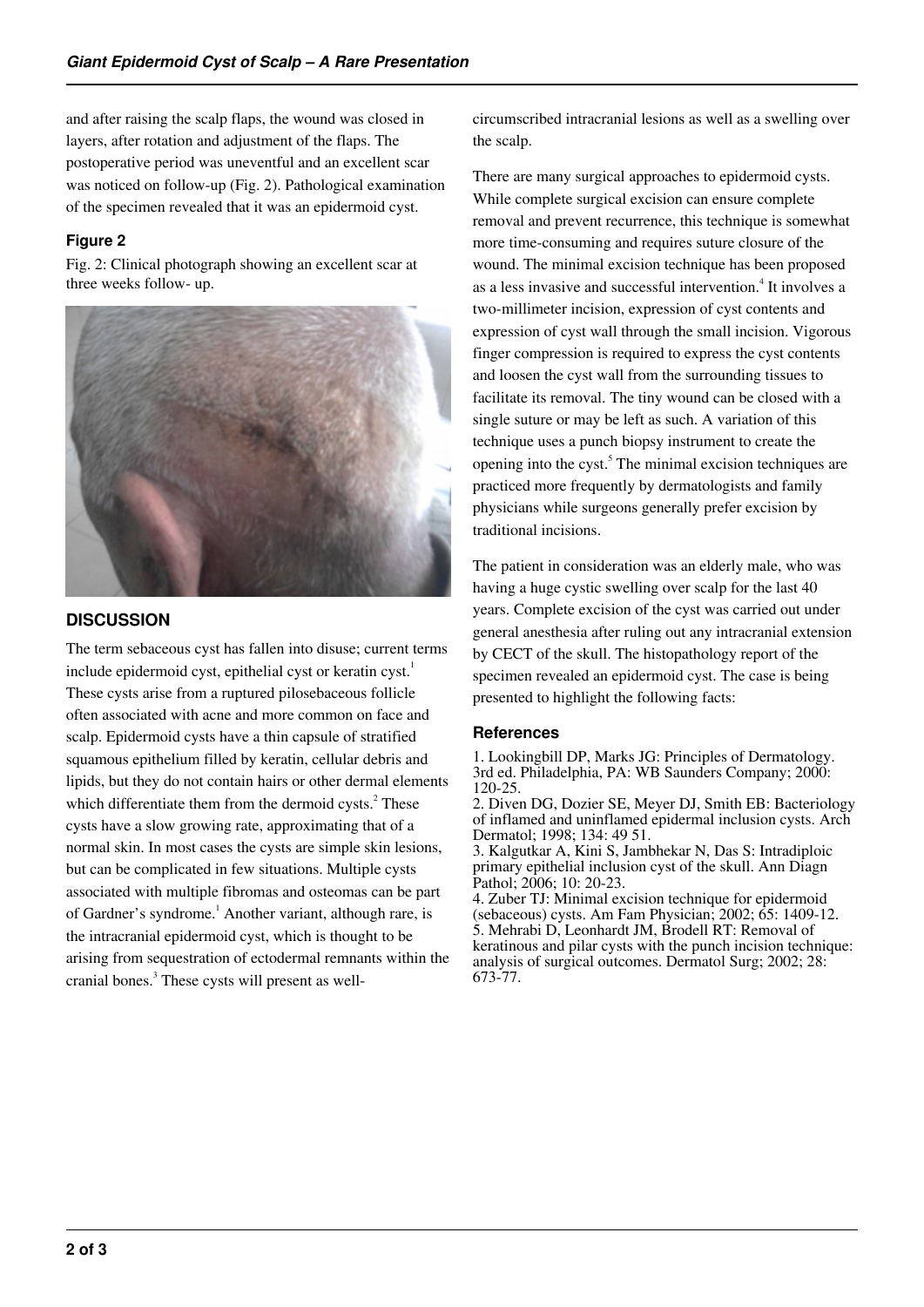and after raising the scalp flaps, the wound was closed in layers, after rotation and adjustment of the flaps. The postoperative period was uneventful and an excellent scar was noticed on follow-up (Fig. 2). Pathological examination of the specimen revealed that it was an epidermoid cyst.

#### Figure 2

Fig. 2: Clinical photograph showing an excellent scar at three weeks follow- up.

### DISCUSSION

The term sebaceous cyst has fallen into disuse; current terms include epidermoid cyst, epithelial cyst or keratin cyst.[1] These cysts arise from a ruptured pilosebaceous follicle often associated with acne and more common on face and scalp. Epidermoid cysts have a thin capsule of stratified squamous epithelium filled by keratin, cellular debris and lipids, but they do not contain hairs or other dermal elements which differentiate them from the dermoid cysts.[2] These cysts have a slow growing rate, approximating that of a normal skin. In most cases the cysts are simple skin lesions, but can be complicated in few situations. Multiple cysts associated with multiple fibromas and osteomas can be part of Gardner's syndrome.[1] Another variant, although rare, is the intracranial epidermoid cyst, which is thought to be arising from sequestration of ectodermal remnants within the cranial bones.[3] These cysts will present as well-circumscribed intracranial lesions as well as a swelling over the scalp.

There are many surgical approaches to epidermoid cysts. While complete surgical excision can ensure complete removal and prevent recurrence, this technique is somewhat more time-consuming and requires suture closure of the wound. The minimal excision technique has been proposed as a less invasive and successful intervention.[4] It involves a two-millimeter incision, expression of cyst contents and expression of cyst wall through the small incision. Vigorous finger compression is required to express the cyst contents and loosen the cyst wall from the surrounding tissues to facilitate its removal. The tiny wound can be closed with a single suture or may be left as such. A variation of this technique uses a punch biopsy instrument to create the opening into the cyst.[5] The minimal excision techniques are practiced more frequently by dermatologists and family physicians while surgeons generally prefer excision by traditional incisions.

The patient in consideration was an elderly male, who was having a huge cystic swelling over scalp for the last 40 years. Complete excision of the cyst was carried out under general anesthesia after ruling out any intracranial extension by CECT of the skull. The histopathology report of the specimen revealed an epidermoid cyst. The case is being presented to highlight the following facts:

#### References

1. Lookingbill DP, Marks JG: Principles of Dermatology. 3rd ed. Philadelphia, PA: WB Saunders Company; 2000: 120-25.
2. Diven DG, Dozier SE, Meyer DJ, Smith EB: Bacteriology of inflamed and uninflamed epidermal inclusion cysts. Arch Dermatol; 1998; 134: 49 51.
3. Kalgutkar A, Kini S, Jambhekar N, Das S: Intradiploic primary epithelial inclusion cyst of the skull. Ann Diagn Pathol; 2006; 10: 20-23.
4. Zuber TJ: Minimal excision technique for epidermoid (sebaceous) cysts. Am Fam Physician; 2002; 65: 1409-12.
5. Mehrabi D, Leonhardt JM, Brodell RT: Removal of keratinous and pilar cysts with the punch incision technique: analysis of surgical outcomes. Dermatol Surg; 2002; 28: 673-77.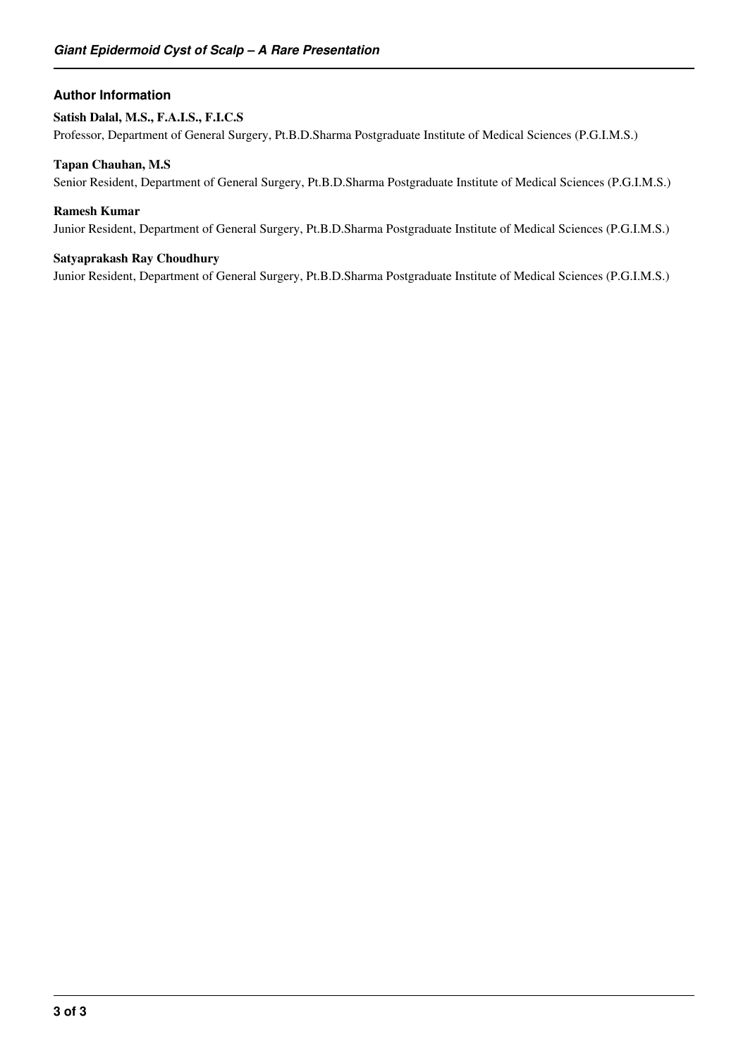### Author Information

**Satish Dalal, M.S., F.A.I.S., F.I.C.S**
Professor, Department of General Surgery, Pt.B.D.Sharma Postgraduate Institute of Medical Sciences (P.G.I.M.S.)

**Tapan Chauhan, M.S**
Senior Resident, Department of General Surgery, Pt.B.D.Sharma Postgraduate Institute of Medical Sciences (P.G.I.M.S.)

**Ramesh Kumar**
Junior Resident, Department of General Surgery, Pt.B.D.Sharma Postgraduate Institute of Medical Sciences (P.G.I.M.S.)

**Satyaprakash Ray Choudhury**
Junior Resident, Department of General Surgery, Pt.B.D.Sharma Postgraduate Institute of Medical Sciences (P.G.I.M.S.)